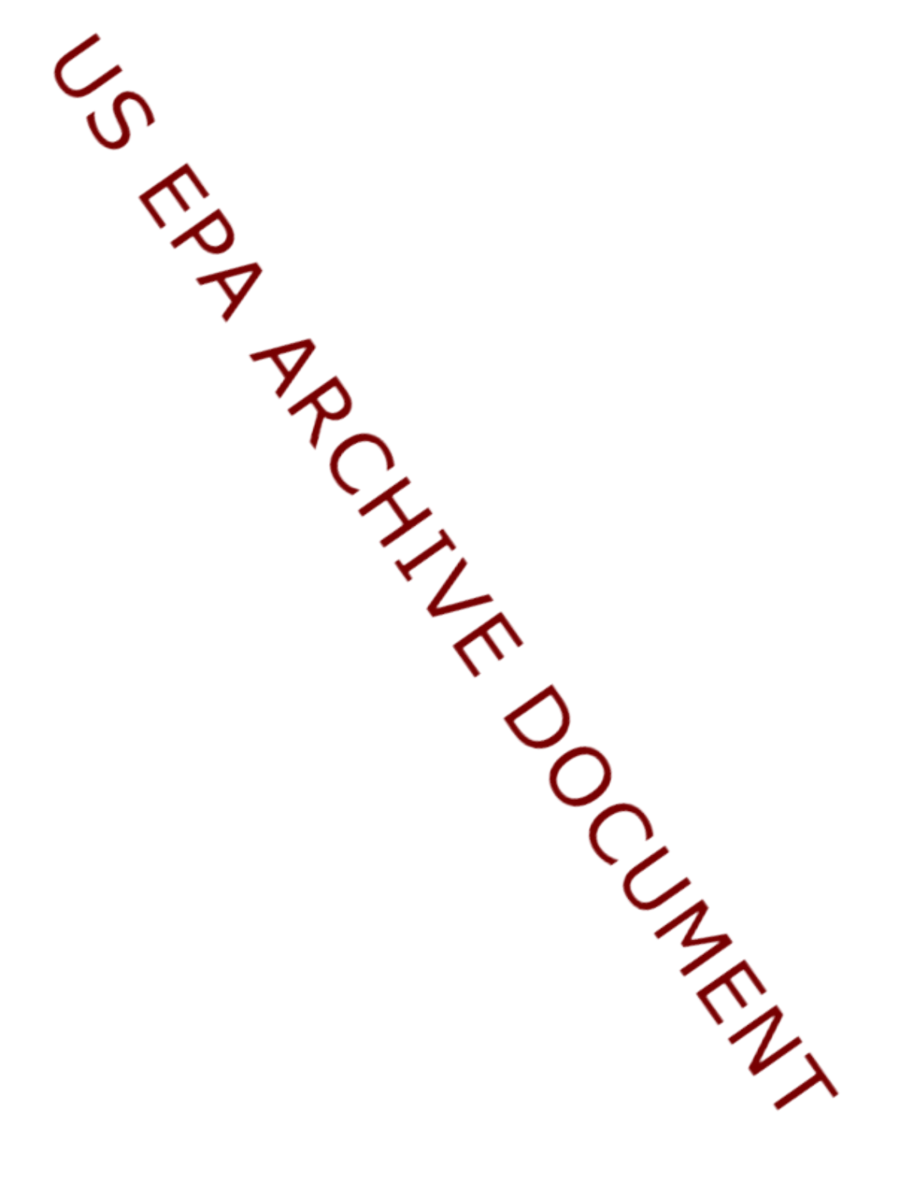US EPA ARCHIVE DOCUMENT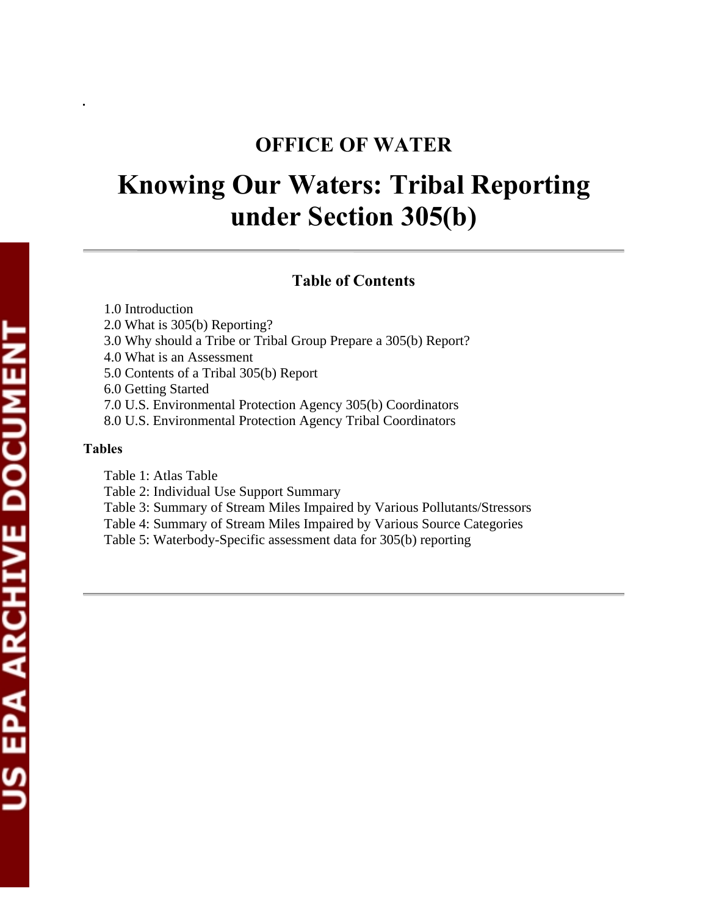## OFFICE OF WATER

# Knowing Our Waters: Tribal Reporting under Section 305(b)

---

### Table of Contents

- 1.0 Introduction
- 2.0 What is 305(b) Reporting?
- 3.0 Why should a Tribe or Tribal Group Prepare a 305(b) Report?
- 4.0 What is an Assessment
- 5.0 Contents of a Tribal 305(b) Report
- 6.0 Getting Started
- 7.0 U.S. Environmental Protection Agency 305(b) Coordinators
- 8.0 U.S. Environmental Protection Agency Tribal Coordinators

**Tables**

- Table 1: Atlas Table
- Table 2: Individual Use Support Summary
- Table 3: Summary of Stream Miles Impaired by Various Pollutants/Stressors
- Table 4: Summary of Stream Miles Impaired by Various Source Categories
- Table 5: Waterbody-Specific assessment data for 305(b) reporting

---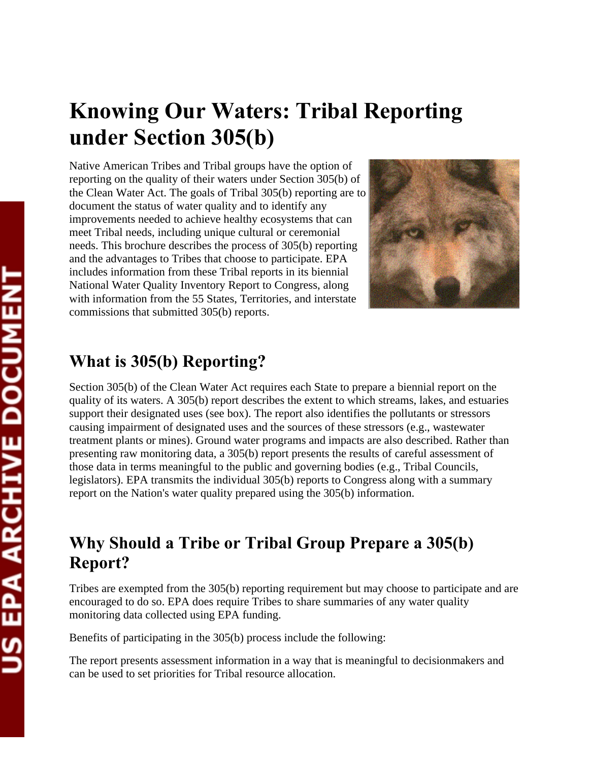# Knowing Our Waters: Tribal Reporting under Section 305(b)

Native American Tribes and Tribal groups have the option of reporting on the quality of their waters under Section 305(b) of the Clean Water Act. The goals of Tribal 305(b) reporting are to document the status of water quality and to identify any improvements needed to achieve healthy ecosystems that can meet Tribal needs, including unique cultural or ceremonial needs. This brochure describes the process of 305(b) reporting and the advantages to Tribes that choose to participate. EPA includes information from these Tribal reports in its biennial National Water Quality Inventory Report to Congress, along with information from the 55 States, Territories, and interstate commissions that submitted 305(b) reports.

## What is 305(b) Reporting?

Section 305(b) of the Clean Water Act requires each State to prepare a biennial report on the quality of its waters. A 305(b) report describes the extent to which streams, lakes, and estuaries support their designated uses (see box). The report also identifies the pollutants or stressors causing impairment of designated uses and the sources of these stressors (e.g., wastewater treatment plants or mines). Ground water programs and impacts are also described. Rather than presenting raw monitoring data, a 305(b) report presents the results of careful assessment of those data in terms meaningful to the public and governing bodies (e.g., Tribal Councils, legislators). EPA transmits the individual 305(b) reports to Congress along with a summary report on the Nation's water quality prepared using the 305(b) information.

## Why Should a Tribe or Tribal Group Prepare a 305(b) Report?

Tribes are exempted from the 305(b) reporting requirement but may choose to participate and are encouraged to do so. EPA does require Tribes to share summaries of any water quality monitoring data collected using EPA funding.

Benefits of participating in the 305(b) process include the following:

The report presents assessment information in a way that is meaningful to decisionmakers and can be used to set priorities for Tribal resource allocation.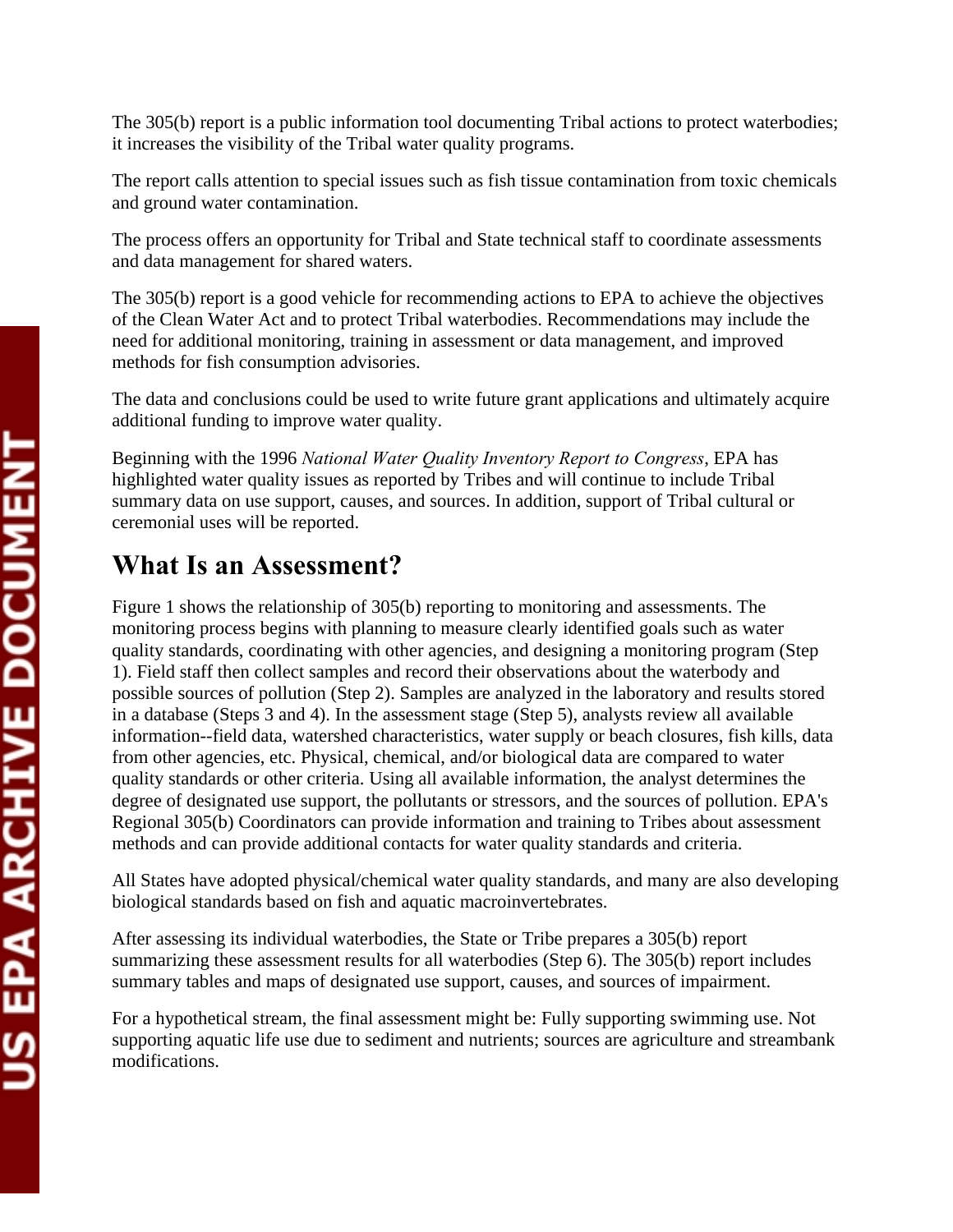The 305(b) report is a public information tool documenting Tribal actions to protect waterbodies; it increases the visibility of the Tribal water quality programs.

The report calls attention to special issues such as fish tissue contamination from toxic chemicals and ground water contamination.

The process offers an opportunity for Tribal and State technical staff to coordinate assessments and data management for shared waters.

The 305(b) report is a good vehicle for recommending actions to EPA to achieve the objectives of the Clean Water Act and to protect Tribal waterbodies. Recommendations may include the need for additional monitoring, training in assessment or data management, and improved methods for fish consumption advisories.

The data and conclusions could be used to write future grant applications and ultimately acquire additional funding to improve water quality.

Beginning with the 1996 *National Water Quality Inventory Report to Congress*, EPA has highlighted water quality issues as reported by Tribes and will continue to include Tribal summary data on use support, causes, and sources. In addition, support of Tribal cultural or ceremonial uses will be reported.

## What Is an Assessment?

Figure 1 shows the relationship of 305(b) reporting to monitoring and assessments. The monitoring process begins with planning to measure clearly identified goals such as water quality standards, coordinating with other agencies, and designing a monitoring program (Step 1). Field staff then collect samples and record their observations about the waterbody and possible sources of pollution (Step 2). Samples are analyzed in the laboratory and results stored in a database (Steps 3 and 4). In the assessment stage (Step 5), analysts review all available information--field data, watershed characteristics, water supply or beach closures, fish kills, data from other agencies, etc. Physical, chemical, and/or biological data are compared to water quality standards or other criteria. Using all available information, the analyst determines the degree of designated use support, the pollutants or stressors, and the sources of pollution. EPA's Regional 305(b) Coordinators can provide information and training to Tribes about assessment methods and can provide additional contacts for water quality standards and criteria.

All States have adopted physical/chemical water quality standards, and many are also developing biological standards based on fish and aquatic macroinvertebrates.

After assessing its individual waterbodies, the State or Tribe prepares a 305(b) report summarizing these assessment results for all waterbodies (Step 6). The 305(b) report includes summary tables and maps of designated use support, causes, and sources of impairment.

For a hypothetical stream, the final assessment might be: Fully supporting swimming use. Not supporting aquatic life use due to sediment and nutrients; sources are agriculture and streambank modifications.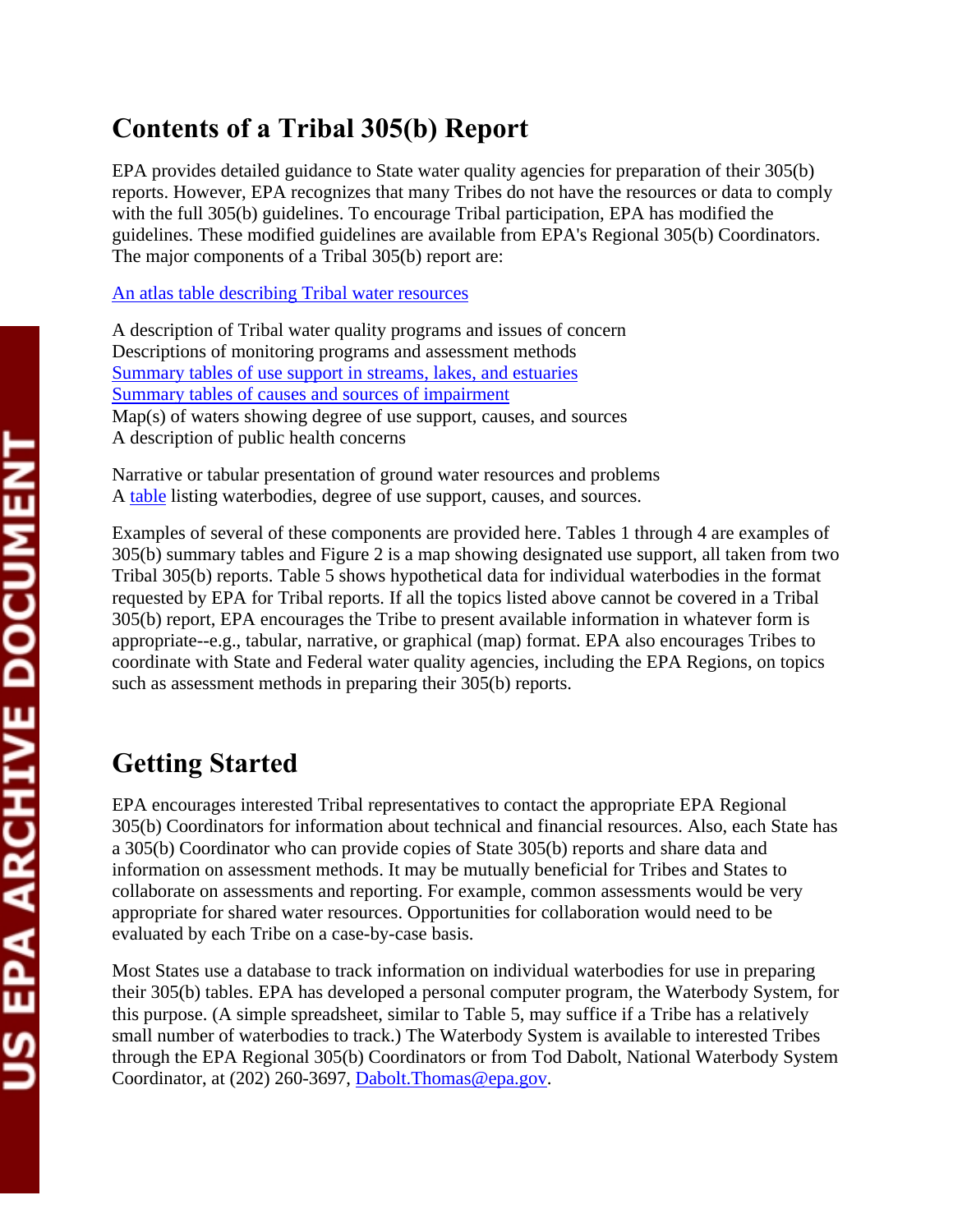## Contents of a Tribal 305(b) Report

EPA provides detailed guidance to State water quality agencies for preparation of their 305(b) reports. However, EPA recognizes that many Tribes do not have the resources or data to comply with the full 305(b) guidelines. To encourage Tribal participation, EPA has modified the guidelines. These modified guidelines are available from EPA's Regional 305(b) Coordinators. The major components of a Tribal 305(b) report are:

An atlas table describing Tribal water resources

A description of Tribal water quality programs and issues of concern
Descriptions of monitoring programs and assessment methods
Summary tables of use support in streams, lakes, and estuaries
Summary tables of causes and sources of impairment
Map(s) of waters showing degree of use support, causes, and sources
A description of public health concerns

Narrative or tabular presentation of ground water resources and problems
A table listing waterbodies, degree of use support, causes, and sources.

Examples of several of these components are provided here. Tables 1 through 4 are examples of 305(b) summary tables and Figure 2 is a map showing designated use support, all taken from two Tribal 305(b) reports. Table 5 shows hypothetical data for individual waterbodies in the format requested by EPA for Tribal reports. If all the topics listed above cannot be covered in a Tribal 305(b) report, EPA encourages the Tribe to present available information in whatever form is appropriate--e.g., tabular, narrative, or graphical (map) format. EPA also encourages Tribes to coordinate with State and Federal water quality agencies, including the EPA Regions, on topics such as assessment methods in preparing their 305(b) reports.

## Getting Started

EPA encourages interested Tribal representatives to contact the appropriate EPA Regional 305(b) Coordinators for information about technical and financial resources. Also, each State has a 305(b) Coordinator who can provide copies of State 305(b) reports and share data and information on assessment methods. It may be mutually beneficial for Tribes and States to collaborate on assessments and reporting. For example, common assessments would be very appropriate for shared water resources. Opportunities for collaboration would need to be evaluated by each Tribe on a case-by-case basis.

Most States use a database to track information on individual waterbodies for use in preparing their 305(b) tables. EPA has developed a personal computer program, the Waterbody System, for this purpose. (A simple spreadsheet, similar to Table 5, may suffice if a Tribe has a relatively small number of waterbodies to track.) The Waterbody System is available to interested Tribes through the EPA Regional 305(b) Coordinators or from Tod Dabolt, National Waterbody System Coordinator, at (202) 260-3697, Dabolt.Thomas@epa.gov.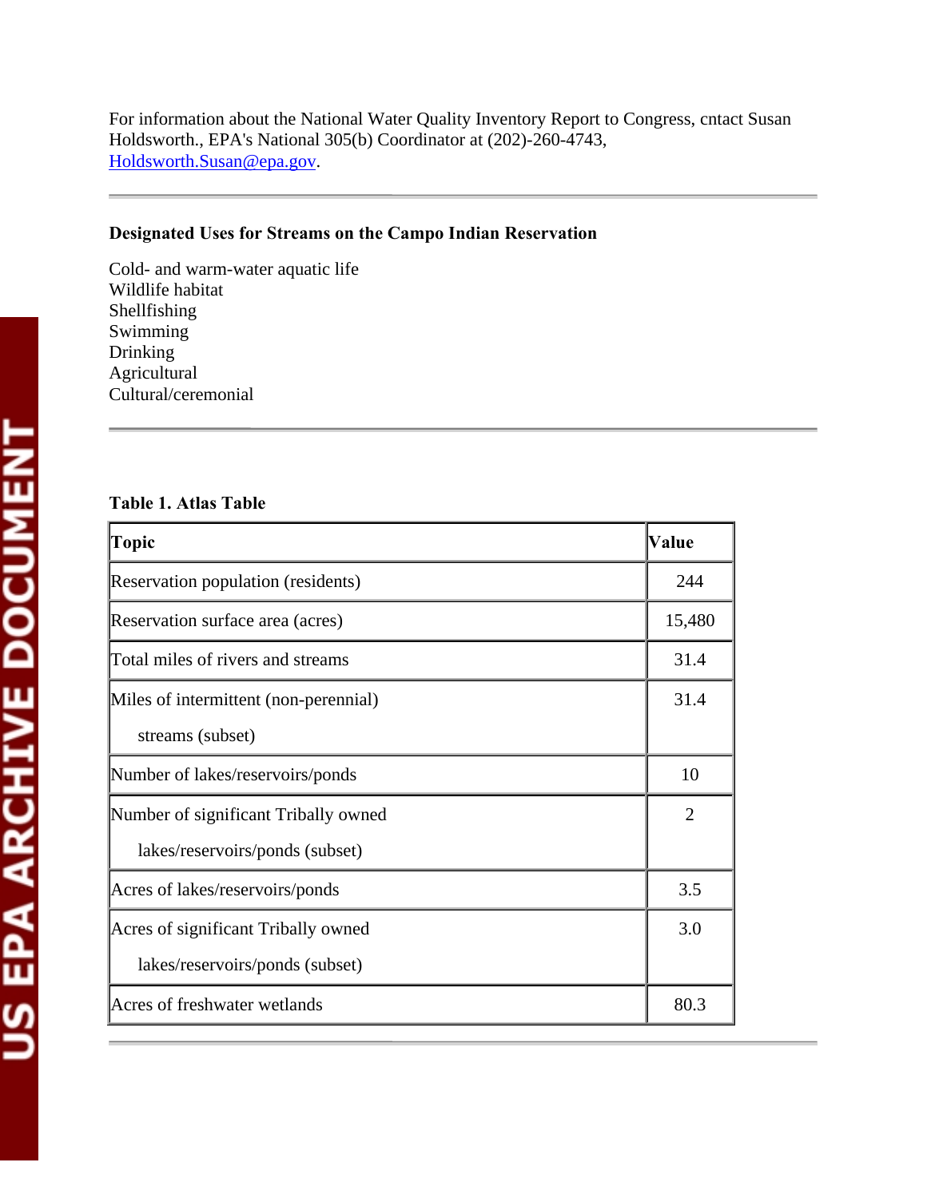For information about the National Water Quality Inventory Report to Congress, cntact Susan Holdsworth., EPA's National 305(b) Coordinator at (202)-260-4743, Holdsworth.Susan@epa.gov.

---

**Designated Uses for Streams on the Campo Indian Reservation**

Cold- and warm-water aquatic life
Wildlife habitat
Shellfishing
Swimming
Drinking
Agricultural
Cultural/ceremonial

---

**Table 1. Atlas Table**

| Topic | Value |
|---|---|
| Reservation population (residents) | 244 |
| Reservation surface area (acres) | 15,480 |
| Total miles of rivers and streams | 31.4 |
| Miles of intermittent (non-perennial) streams (subset) | 31.4 |
| Number of lakes/reservoirs/ponds | 10 |
| Number of significant Tribally owned lakes/reservoirs/ponds (subset) | 2 |
| Acres of lakes/reservoirs/ponds | 3.5 |
| Acres of significant Tribally owned lakes/reservoirs/ponds (subset) | 3.0 |
| Acres of freshwater wetlands | 80.3 |

---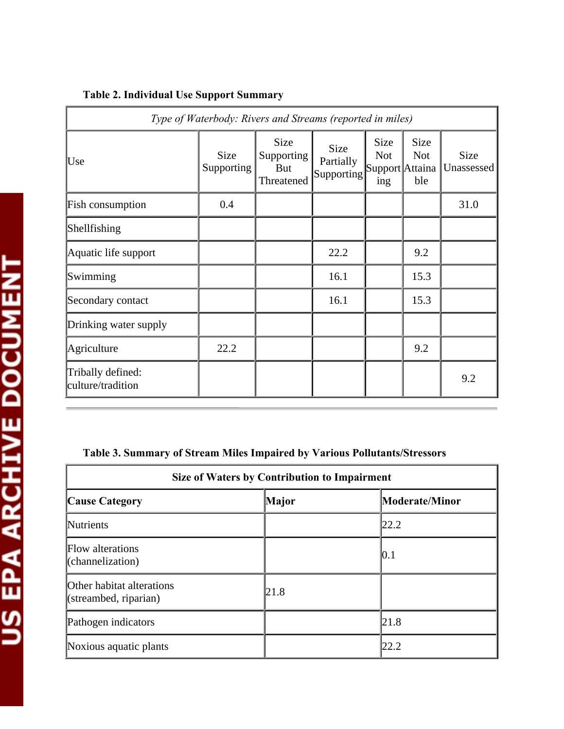**Table 2. Individual Use Support Summary**

| *Type of Waterbody: Rivers and Streams (reported in miles)* | | | | | | |
|---|---|---|---|---|---|---|
| Use | Size Supporting | Size Supporting But Threatened | Size Partially Supporting | Size Not Supporting | Size Not Attainable | Size Unassessed |
| Fish consumption | 0.4 | | | | | 31.0 |
| Shellfishing | | | | | | |
| Aquatic life support | | | 22.2 | | 9.2 | |
| Swimming | | | 16.1 | | 15.3 | |
| Secondary contact | | | 16.1 | | 15.3 | |
| Drinking water supply | | | | | | |
| Agriculture | 22.2 | | | | 9.2 | |
| Tribally defined: culture/tradition | | | | | | 9.2 |

**Table 3. Summary of Stream Miles Impaired by Various Pollutants/Stressors**

| **Size of Waters by Contribution to Impairment** | | |
|---|---|---|
| **Cause Category** | **Major** | **Moderate/Minor** |
| Nutrients | | 22.2 |
| Flow alterations (channelization) | | 0.1 |
| Other habitat alterations (streambed, riparian) | 21.8 | |
| Pathogen indicators | | 21.8 |
| Noxious aquatic plants | | 22.2 |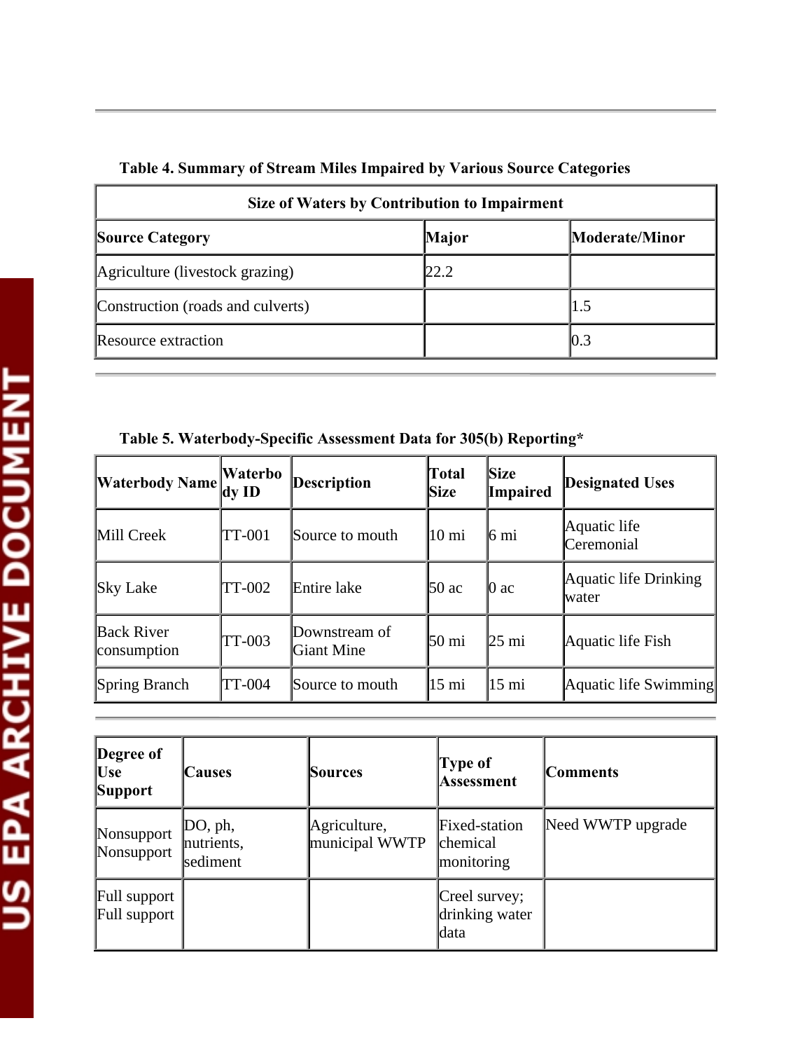**Table 4. Summary of Stream Miles Impaired by Various Source Categories**

| Size of Waters by Contribution to Impairment | | |
|---|---|---|
| **Source Category** | **Major** | **Moderate/Minor** |
| Agriculture (livestock grazing) | 22.2 | |
| Construction (roads and culverts) | | 1.5 |
| Resource extraction | | 0.3 |

**Table 5. Waterbody-Specific Assessment Data for 305(b) Reporting***

| Waterbody Name | Waterbody ID | Description | Total Size | Size Impaired | Designated Uses |
|---|---|---|---|---|---|
| Mill Creek | TT-001 | Source to mouth | 10 mi | 6 mi | Aquatic life Ceremonial |
| Sky Lake | TT-002 | Entire lake | 50 ac | 0 ac | Aquatic life Drinking water |
| Back River consumption | TT-003 | Downstream of Giant Mine | 50 mi | 25 mi | Aquatic life Fish |
| Spring Branch | TT-004 | Source to mouth | 15 mi | 15 mi | Aquatic life Swimming |

| Degree of Use Support | Causes | Sources | Type of Assessment | Comments |
|---|---|---|---|---|
| Nonsupport Nonsupport | DO, ph, nutrients, sediment | Agriculture, municipal WWTP | Fixed-station chemical monitoring | Need WWTP upgrade |
| Full support Full support | | | Creel survey; drinking water data | |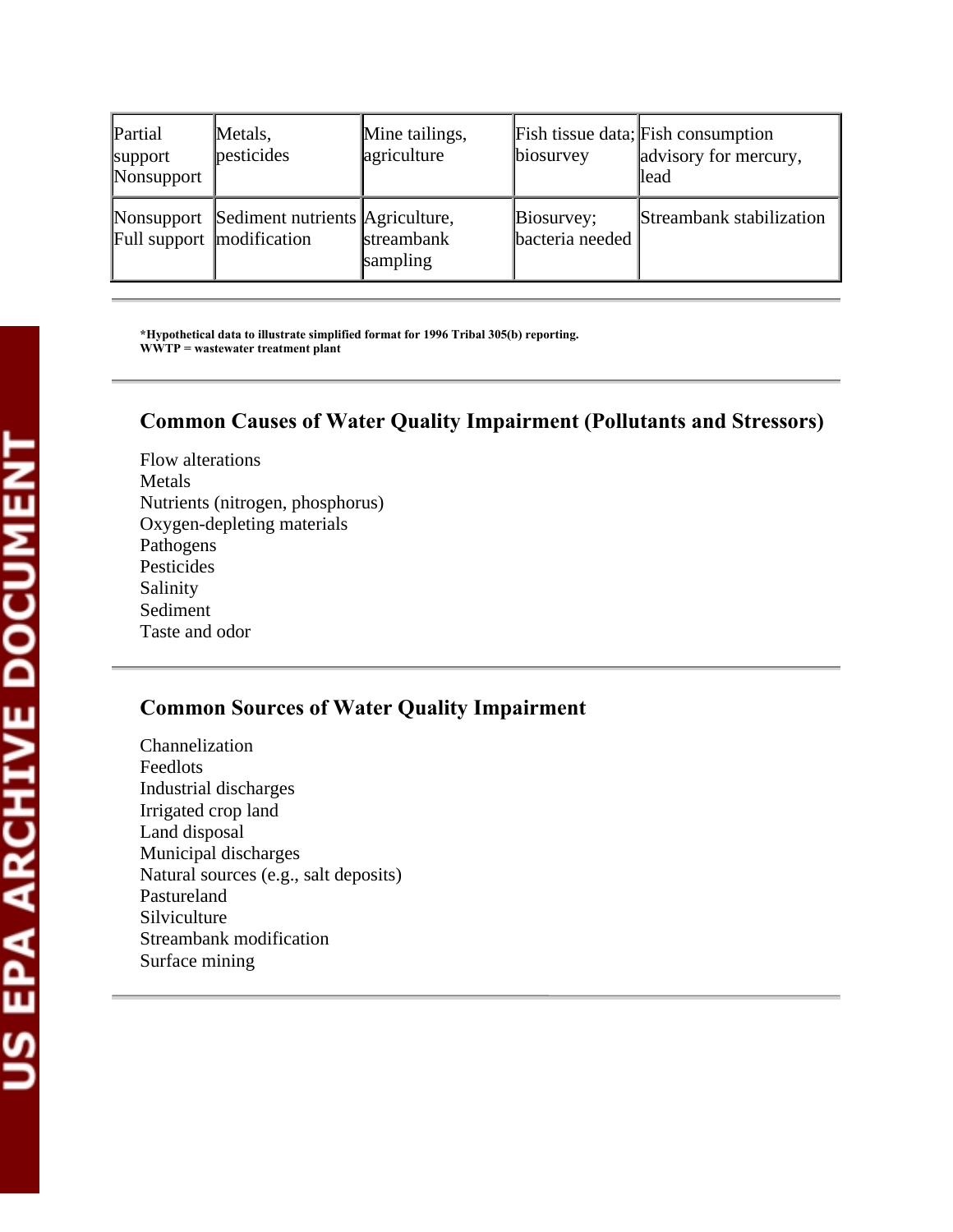| | | | | |
|---|---|---|---|---|
| Partial support Nonsupport | Metals, pesticides | Mine tailings, agriculture | Fish tissue data; biosurvey | Fish consumption advisory for mercury, lead |
| Nonsupport Full support | Sediment nutrients modification | Agriculture, streambank sampling | Biosurvey; bacteria needed | Streambank stabilization |

**\*Hypothetical data to illustrate simplified format for 1996 Tribal 305(b) reporting.**
**WWTP = wastewater treatment plant**

## Common Causes of Water Quality Impairment (Pollutants and Stressors)

Flow alterations
Metals
Nutrients (nitrogen, phosphorus)
Oxygen-depleting materials
Pathogens
Pesticides
Salinity
Sediment
Taste and odor

## Common Sources of Water Quality Impairment

Channelization
Feedlots
Industrial discharges
Irrigated crop land
Land disposal
Municipal discharges
Natural sources (e.g., salt deposits)
Pastureland
Silviculture
Streambank modification
Surface mining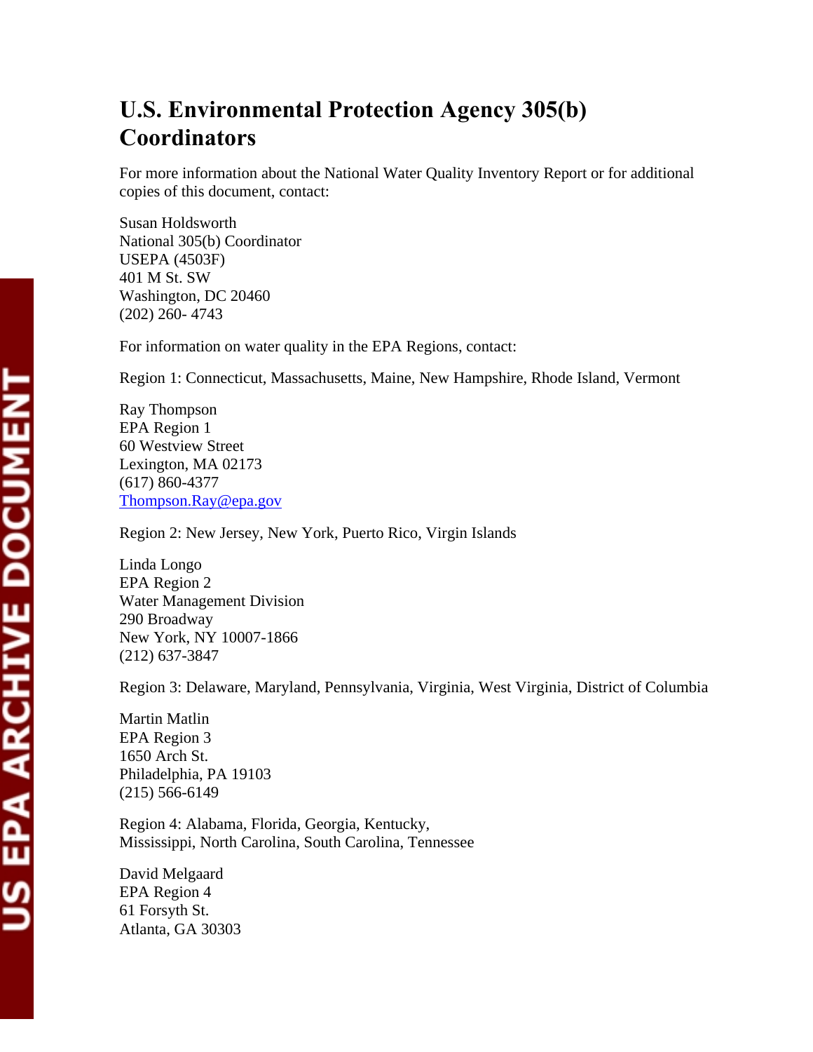# U.S. Environmental Protection Agency 305(b) Coordinators

For more information about the National Water Quality Inventory Report or for additional copies of this document, contact:

Susan Holdsworth
National 305(b) Coordinator
USEPA (4503F)
401 M St. SW
Washington, DC 20460
(202) 260- 4743

For information on water quality in the EPA Regions, contact:

Region 1: Connecticut, Massachusetts, Maine, New Hampshire, Rhode Island, Vermont

Ray Thompson
EPA Region 1
60 Westview Street
Lexington, MA 02173
(617) 860-4377
Thompson.Ray@epa.gov

Region 2: New Jersey, New York, Puerto Rico, Virgin Islands

Linda Longo
EPA Region 2
Water Management Division
290 Broadway
New York, NY 10007-1866
(212) 637-3847

Region 3: Delaware, Maryland, Pennsylvania, Virginia, West Virginia, District of Columbia

Martin Matlin
EPA Region 3
1650 Arch St.
Philadelphia, PA 19103
(215) 566-6149

Region 4: Alabama, Florida, Georgia, Kentucky,
Mississippi, North Carolina, South Carolina, Tennessee

David Melgaard
EPA Region 4
61 Forsyth St.
Atlanta, GA 30303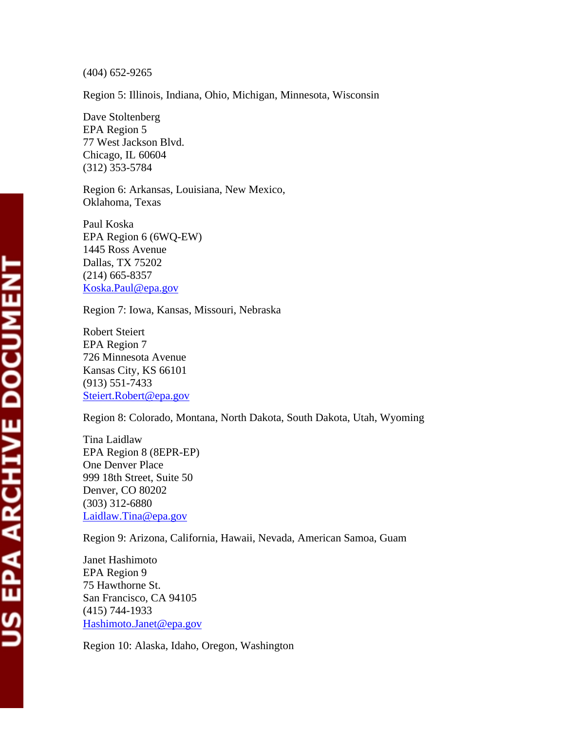(404) 652-9265

Region 5: Illinois, Indiana, Ohio, Michigan, Minnesota, Wisconsin

Dave Stoltenberg  
EPA Region 5  
77 West Jackson Blvd.  
Chicago, IL 60604  
(312) 353-5784

Region 6: Arkansas, Louisiana, New Mexico, Oklahoma, Texas

Paul Koska  
EPA Region 6 (6WQ-EW)  
1445 Ross Avenue  
Dallas, TX 75202  
(214) 665-8357  
Koska.Paul@epa.gov

Region 7: Iowa, Kansas, Missouri, Nebraska

Robert Steiert  
EPA Region 7  
726 Minnesota Avenue  
Kansas City, KS 66101  
(913) 551-7433  
Steiert.Robert@epa.gov

Region 8: Colorado, Montana, North Dakota, South Dakota, Utah, Wyoming

Tina Laidlaw  
EPA Region 8 (8EPR-EP)  
One Denver Place  
999 18th Street, Suite 50  
Denver, CO 80202  
(303) 312-6880  
Laidlaw.Tina@epa.gov

Region 9: Arizona, California, Hawaii, Nevada, American Samoa, Guam

Janet Hashimoto  
EPA Region 9  
75 Hawthorne St.  
San Francisco, CA 94105  
(415) 744-1933  
Hashimoto.Janet@epa.gov

Region 10: Alaska, Idaho, Oregon, Washington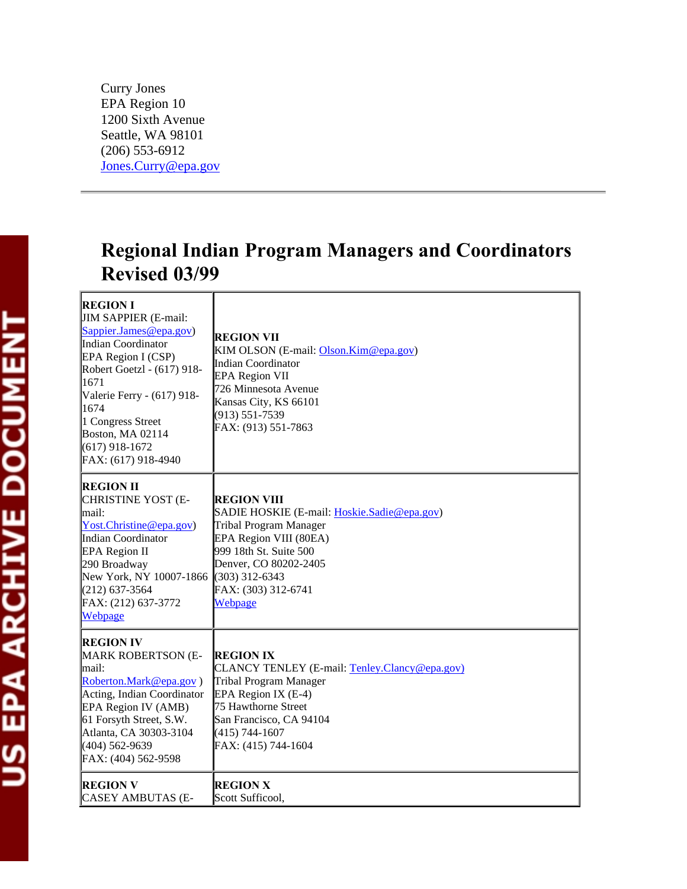Curry Jones
EPA Region 10
1200 Sixth Avenue
Seattle, WA 98101
(206) 553-6912
Jones.Curry@epa.gov

---

# Regional Indian Program Managers and Coordinators Revised 03/99

| | |
|---|---|
| **REGION I**<br>JIM SAPPIER (E-mail: Sappier.James@epa.gov)<br>Indian Coordinator<br>EPA Region I (CSP)<br>Robert Goetzl - (617) 918-1671<br>Valerie Ferry - (617) 918-1674<br>1 Congress Street<br>Boston, MA 02114<br>(617) 918-1672<br>FAX: (617) 918-4940 | **REGION VII**<br>KIM OLSON (E-mail: Olson.Kim@epa.gov)<br>Indian Coordinator<br>EPA Region VII<br>726 Minnesota Avenue<br>Kansas City, KS 66101<br>(913) 551-7539<br>FAX: (913) 551-7863 |
| **REGION II**<br>CHRISTINE YOST (E-mail: Yost.Christine@epa.gov)<br>Indian Coordinator<br>EPA Region II<br>290 Broadway<br>New York, NY 10007-1866<br>(212) 637-3564<br>FAX: (212) 637-3772<br>Webpage | **REGION VIII**<br>SADIE HOSKIE (E-mail: Hoskie.Sadie@epa.gov)<br>Tribal Program Manager<br>EPA Region VIII (80EA)<br>999 18th St. Suite 500<br>Denver, CO 80202-2405<br>(303) 312-6343<br>FAX: (303) 312-6741<br>Webpage |
| **REGION IV**<br>MARK ROBERTSON (E-mail: Roberton.Mark@epa.gov )<br>Acting, Indian Coordinator<br>EPA Region IV (AMB)<br>61 Forsyth Street, S.W.<br>Atlanta, CA 30303-3104<br>(404) 562-9639<br>FAX: (404) 562-9598 | **REGION IX**<br>CLANCY TENLEY (E-mail: Tenley.Clancy@epa.gov)<br>Tribal Program Manager<br>EPA Region IX (E-4)<br>75 Hawthorne Street<br>San Francisco, CA 94104<br>(415) 744-1607<br>FAX: (415) 744-1604 |
| **REGION V**<br>CASEY AMBUTAS (E- | **REGION X**<br>Scott Sufficool, |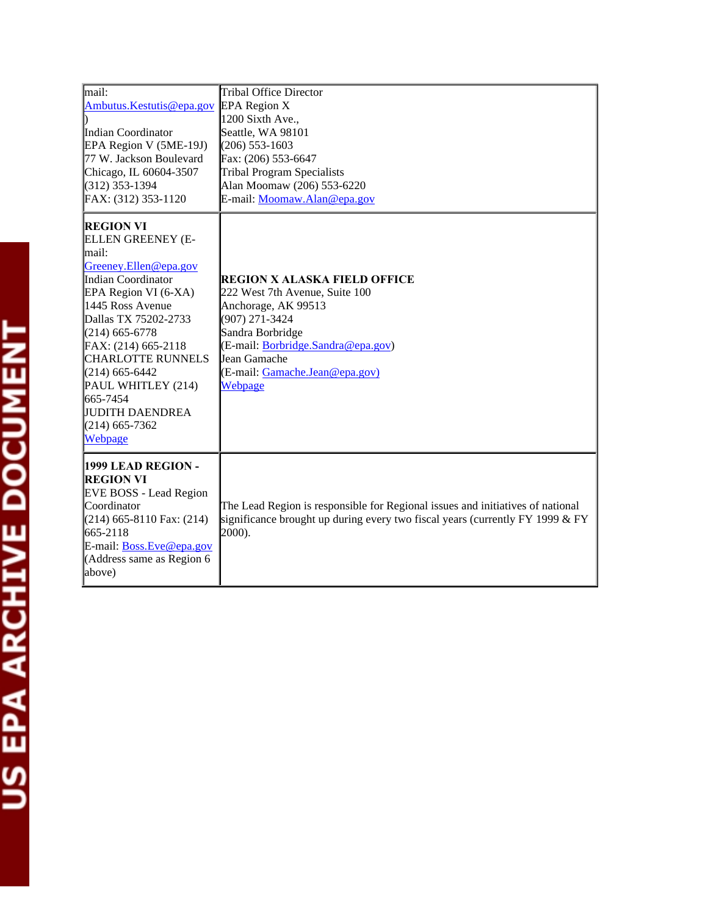| | |
|---|---|
| mail: Ambutus.Kestutis@epa.gov ) Indian Coordinator EPA Region V (5ME-19J) 77 W. Jackson Boulevard Chicago, IL 60604-3507 (312) 353-1394 FAX: (312) 353-1120 | Tribal Office Director EPA Region X 1200 Sixth Ave., Seattle, WA 98101 (206) 553-1603 Fax: (206) 553-6647 Tribal Program Specialists Alan Moomaw (206) 553-6220 E-mail: Moomaw.Alan@epa.gov |
| **REGION VI** ELLEN GREENEY (E-mail: Greeney.Ellen@epa.gov Indian Coordinator EPA Region VI (6-XA) 1445 Ross Avenue Dallas TX 75202-2733 (214) 665-6778 FAX: (214) 665-2118 CHARLOTTE RUNNELS (214) 665-6442 PAUL WHITLEY (214) 665-7454 JUDITH DAENDREA (214) 665-7362 Webpage | **REGION X ALASKA FIELD OFFICE** 222 West 7th Avenue, Suite 100 Anchorage, AK 99513 (907) 271-3424 Sandra Borbridge (E-mail: Borbridge.Sandra@epa.gov) Jean Gamache (E-mail: Gamache.Jean@epa.gov) Webpage |
| **1999 LEAD REGION - REGION VI** EVE BOSS - Lead Region Coordinator (214) 665-8110 Fax: (214) 665-2118 E-mail: Boss.Eve@epa.gov (Address same as Region 6 above) | The Lead Region is responsible for Regional issues and initiatives of national significance brought up during every two fiscal years (currently FY 1999 & FY 2000). |